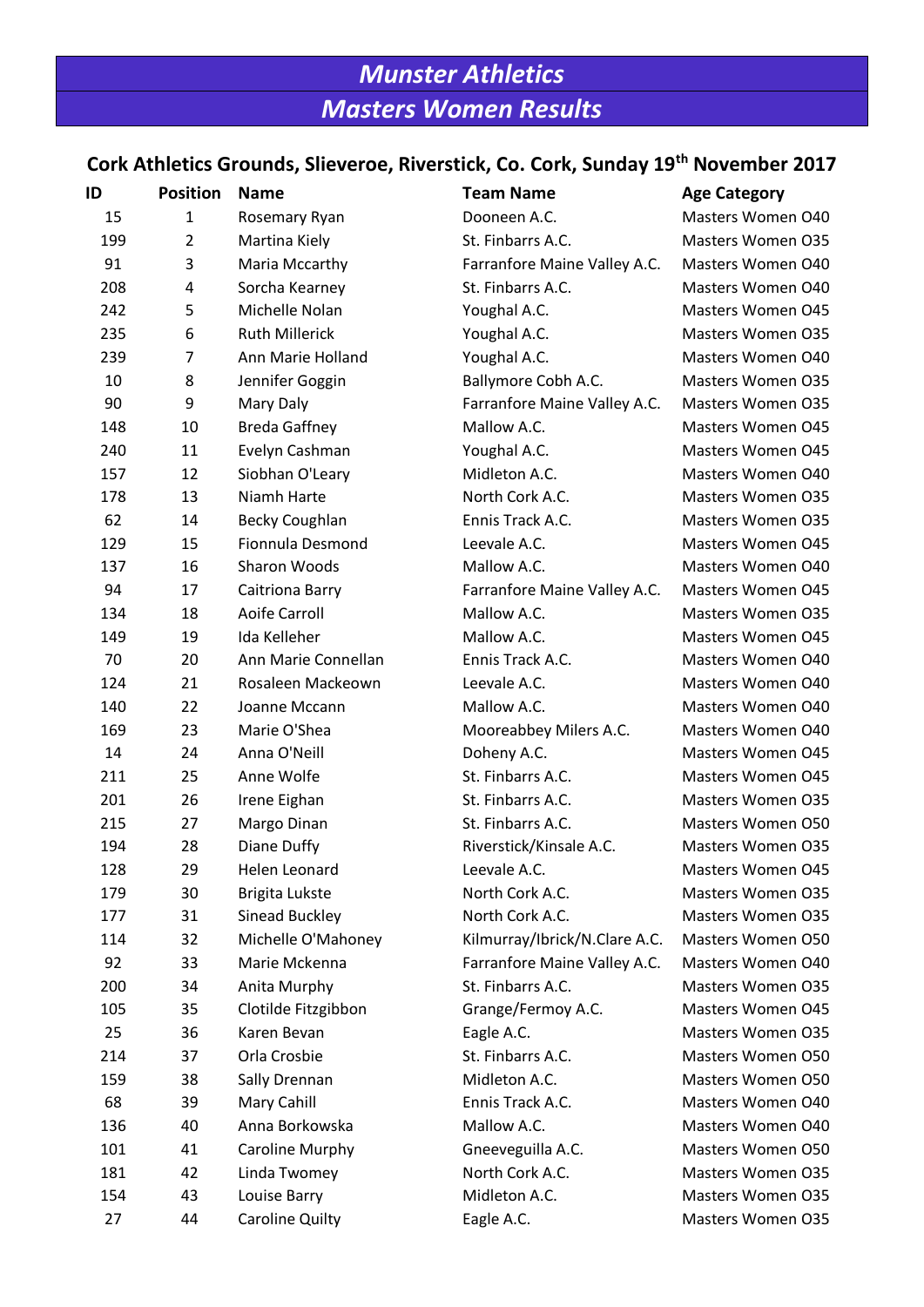# Munster Athletics

## Masters Women Results

### Cork Athletics Grounds, Slieveroe, Riverstick, Co. Cork, Sunday 19th November 2017

| ID | Position | Name | Team Name | Age Category |
|---|---|---|---|---|
| 15 | 1 | Rosemary Ryan | Dooneen A.C. | Masters Women O40 |
| 199 | 2 | Martina Kiely | St. Finbarrs A.C. | Masters Women O35 |
| 91 | 3 | Maria Mccarthy | Farranfore Maine Valley A.C. | Masters Women O40 |
| 208 | 4 | Sorcha Kearney | St. Finbarrs A.C. | Masters Women O40 |
| 242 | 5 | Michelle Nolan | Youghal A.C. | Masters Women O45 |
| 235 | 6 | Ruth Millerick | Youghal A.C. | Masters Women O35 |
| 239 | 7 | Ann Marie Holland | Youghal A.C. | Masters Women O40 |
| 10 | 8 | Jennifer Goggin | Ballymore Cobh A.C. | Masters Women O35 |
| 90 | 9 | Mary Daly | Farranfore Maine Valley A.C. | Masters Women O35 |
| 148 | 10 | Breda Gaffney | Mallow A.C. | Masters Women O45 |
| 240 | 11 | Evelyn Cashman | Youghal A.C. | Masters Women O45 |
| 157 | 12 | Siobhan O'Leary | Midleton A.C. | Masters Women O40 |
| 178 | 13 | Niamh Harte | North Cork A.C. | Masters Women O35 |
| 62 | 14 | Becky Coughlan | Ennis Track A.C. | Masters Women O35 |
| 129 | 15 | Fionnula Desmond | Leevale A.C. | Masters Women O45 |
| 137 | 16 | Sharon Woods | Mallow A.C. | Masters Women O40 |
| 94 | 17 | Caitriona Barry | Farranfore Maine Valley A.C. | Masters Women O45 |
| 134 | 18 | Aoife Carroll | Mallow A.C. | Masters Women O35 |
| 149 | 19 | Ida Kelleher | Mallow A.C. | Masters Women O45 |
| 70 | 20 | Ann Marie Connellan | Ennis Track A.C. | Masters Women O40 |
| 124 | 21 | Rosaleen Mackeown | Leevale A.C. | Masters Women O40 |
| 140 | 22 | Joanne Mccann | Mallow A.C. | Masters Women O40 |
| 169 | 23 | Marie O'Shea | Mooreabbey Milers A.C. | Masters Women O40 |
| 14 | 24 | Anna O'Neill | Doheny A.C. | Masters Women O45 |
| 211 | 25 | Anne Wolfe | St. Finbarrs A.C. | Masters Women O45 |
| 201 | 26 | Irene Eighan | St. Finbarrs A.C. | Masters Women O35 |
| 215 | 27 | Margo Dinan | St. Finbarrs A.C. | Masters Women O50 |
| 194 | 28 | Diane Duffy | Riverstick/Kinsale A.C. | Masters Women O35 |
| 128 | 29 | Helen Leonard | Leevale A.C. | Masters Women O45 |
| 179 | 30 | Brigita Lukste | North Cork A.C. | Masters Women O35 |
| 177 | 31 | Sinead Buckley | North Cork A.C. | Masters Women O35 |
| 114 | 32 | Michelle O'Mahoney | Kilmurray/Ibrick/N.Clare A.C. | Masters Women O50 |
| 92 | 33 | Marie Mckenna | Farranfore Maine Valley A.C. | Masters Women O40 |
| 200 | 34 | Anita Murphy | St. Finbarrs A.C. | Masters Women O35 |
| 105 | 35 | Clotilde Fitzgibbon | Grange/Fermoy A.C. | Masters Women O45 |
| 25 | 36 | Karen Bevan | Eagle A.C. | Masters Women O35 |
| 214 | 37 | Orla Crosbie | St. Finbarrs A.C. | Masters Women O50 |
| 159 | 38 | Sally Drennan | Midleton A.C. | Masters Women O50 |
| 68 | 39 | Mary Cahill | Ennis Track A.C. | Masters Women O40 |
| 136 | 40 | Anna Borkowska | Mallow A.C. | Masters Women O40 |
| 101 | 41 | Caroline Murphy | Gneeveguilla A.C. | Masters Women O50 |
| 181 | 42 | Linda Twomey | North Cork A.C. | Masters Women O35 |
| 154 | 43 | Louise Barry | Midleton A.C. | Masters Women O35 |
| 27 | 44 | Caroline Quilty | Eagle A.C. | Masters Women O35 |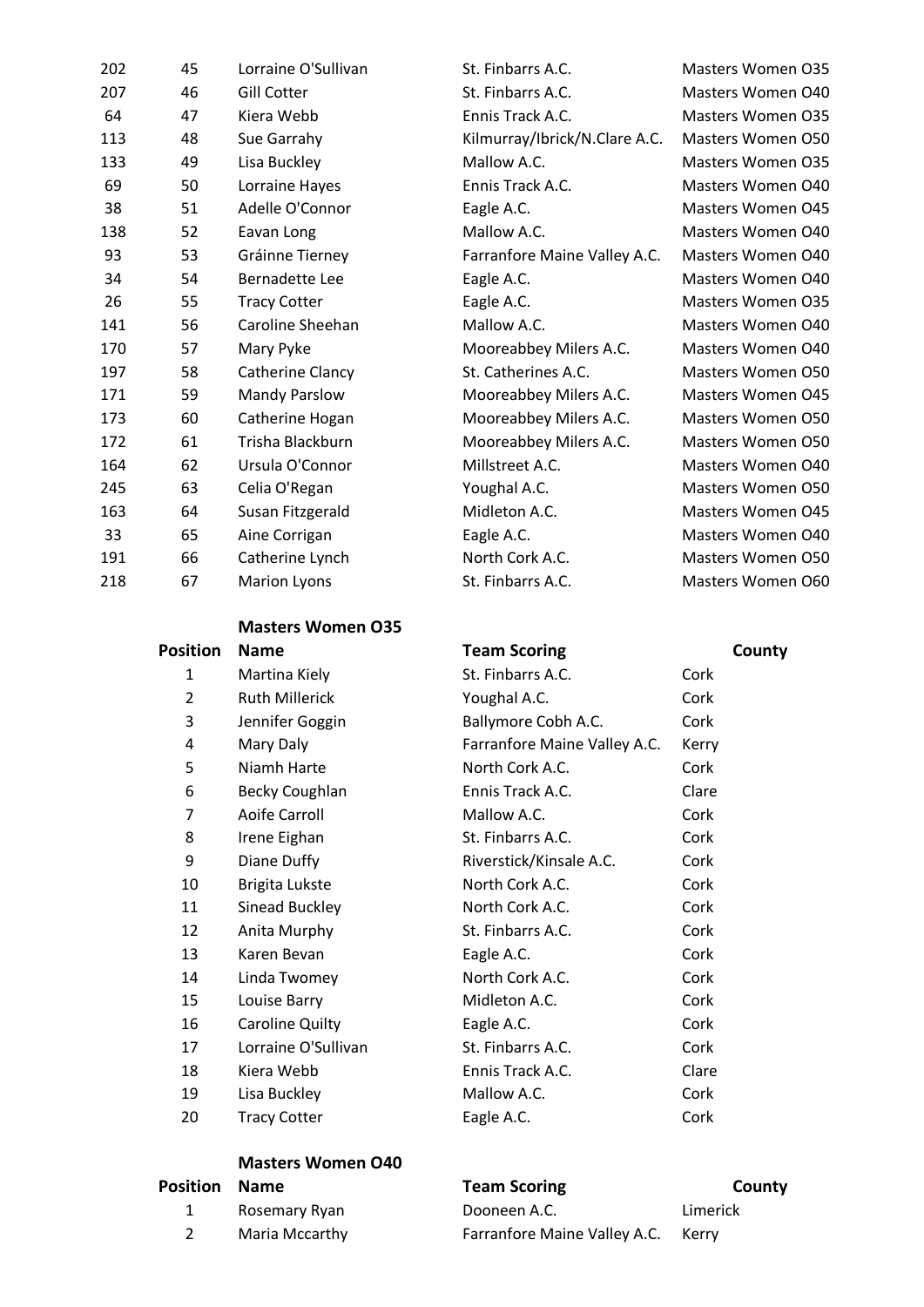| | | | | |
|---|---|---|---|---|
| 202 | 45 | Lorraine O'Sullivan | St. Finbarrs A.C. | Masters Women O35 |
| 207 | 46 | Gill Cotter | St. Finbarrs A.C. | Masters Women O40 |
| 64 | 47 | Kiera Webb | Ennis Track A.C. | Masters Women O35 |
| 113 | 48 | Sue Garrahy | Kilmurray/Ibrick/N.Clare A.C. | Masters Women O50 |
| 133 | 49 | Lisa Buckley | Mallow A.C. | Masters Women O35 |
| 69 | 50 | Lorraine Hayes | Ennis Track A.C. | Masters Women O40 |
| 38 | 51 | Adelle O'Connor | Eagle A.C. | Masters Women O45 |
| 138 | 52 | Eavan Long | Mallow A.C. | Masters Women O40 |
| 93 | 53 | Gráinne Tierney | Farranfore Maine Valley A.C. | Masters Women O40 |
| 34 | 54 | Bernadette Lee | Eagle A.C. | Masters Women O40 |
| 26 | 55 | Tracy Cotter | Eagle A.C. | Masters Women O35 |
| 141 | 56 | Caroline Sheehan | Mallow A.C. | Masters Women O40 |
| 170 | 57 | Mary Pyke | Mooreabbey Milers A.C. | Masters Women O40 |
| 197 | 58 | Catherine Clancy | St. Catherines A.C. | Masters Women O50 |
| 171 | 59 | Mandy Parslow | Mooreabbey Milers A.C. | Masters Women O45 |
| 173 | 60 | Catherine Hogan | Mooreabbey Milers A.C. | Masters Women O50 |
| 172 | 61 | Trisha Blackburn | Mooreabbey Milers A.C. | Masters Women O50 |
| 164 | 62 | Ursula O'Connor | Millstreet A.C. | Masters Women O40 |
| 245 | 63 | Celia O'Regan | Youghal A.C. | Masters Women O50 |
| 163 | 64 | Susan Fitzgerald | Midleton A.C. | Masters Women O45 |
| 33 | 65 | Aine Corrigan | Eagle A.C. | Masters Women O40 |
| 191 | 66 | Catherine Lynch | North Cork A.C. | Masters Women O50 |
| 218 | 67 | Marion Lyons | St. Finbarrs A.C. | Masters Women O60 |

### Masters Women O35

| Position | Name | Team Scoring | County |
|---|---|---|---|
| 1 | Martina Kiely | St. Finbarrs A.C. | Cork |
| 2 | Ruth Millerick | Youghal A.C. | Cork |
| 3 | Jennifer Goggin | Ballymore Cobh A.C. | Cork |
| 4 | Mary Daly | Farranfore Maine Valley A.C. | Kerry |
| 5 | Niamh Harte | North Cork A.C. | Cork |
| 6 | Becky Coughlan | Ennis Track A.C. | Clare |
| 7 | Aoife Carroll | Mallow A.C. | Cork |
| 8 | Irene Eighan | St. Finbarrs A.C. | Cork |
| 9 | Diane Duffy | Riverstick/Kinsale A.C. | Cork |
| 10 | Brigita Lukste | North Cork A.C. | Cork |
| 11 | Sinead Buckley | North Cork A.C. | Cork |
| 12 | Anita Murphy | St. Finbarrs A.C. | Cork |
| 13 | Karen Bevan | Eagle A.C. | Cork |
| 14 | Linda Twomey | North Cork A.C. | Cork |
| 15 | Louise Barry | Midleton A.C. | Cork |
| 16 | Caroline Quilty | Eagle A.C. | Cork |
| 17 | Lorraine O'Sullivan | St. Finbarrs A.C. | Cork |
| 18 | Kiera Webb | Ennis Track A.C. | Clare |
| 19 | Lisa Buckley | Mallow A.C. | Cork |
| 20 | Tracy Cotter | Eagle A.C. | Cork |

### Masters Women O40

| Position | Name | Team Scoring | County |
|---|---|---|---|
| 1 | Rosemary Ryan | Dooneen A.C. | Limerick |
| 2 | Maria Mccarthy | Farranfore Maine Valley A.C. | Kerry |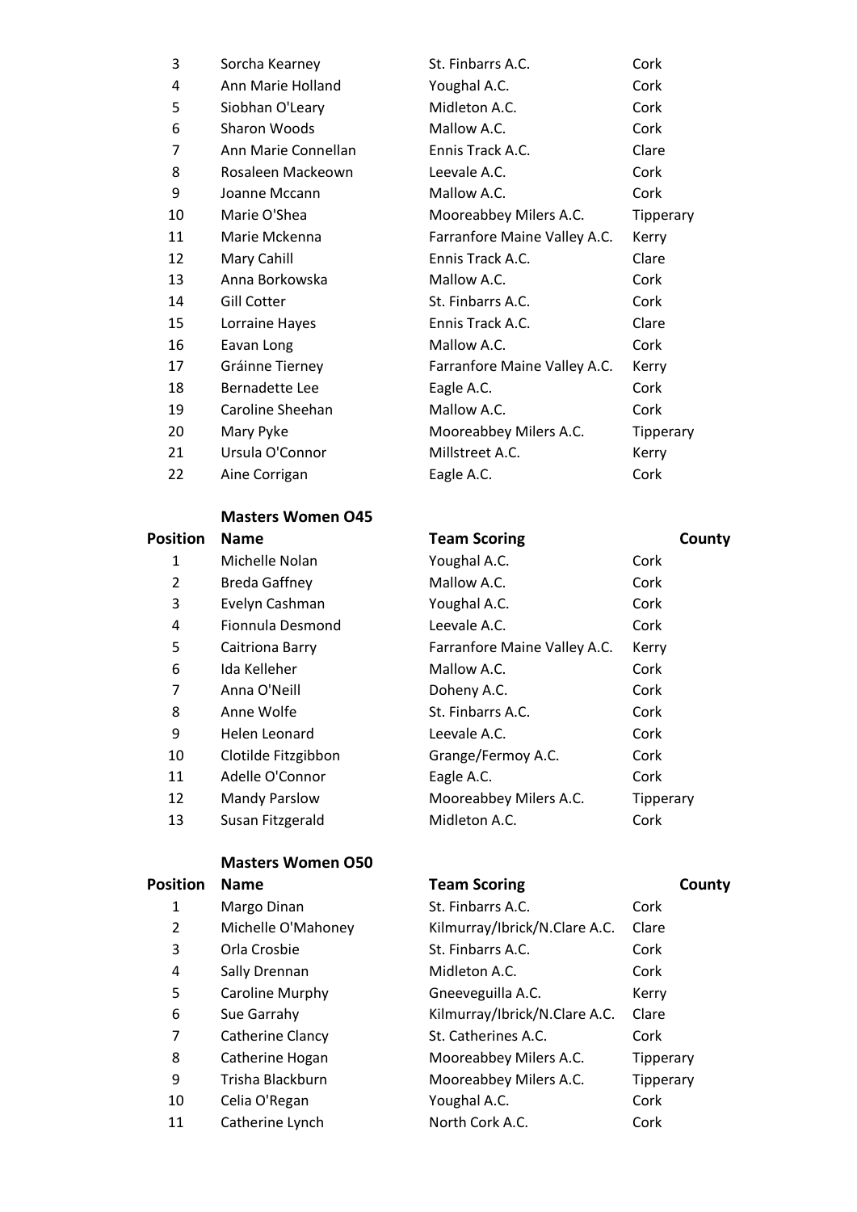| Position | Name | Team Scoring | County |
|---|---|---|---|
| 3 | Sorcha Kearney | St. Finbarrs A.C. | Cork |
| 4 | Ann Marie Holland | Youghal A.C. | Cork |
| 5 | Siobhan O'Leary | Midleton A.C. | Cork |
| 6 | Sharon Woods | Mallow A.C. | Cork |
| 7 | Ann Marie Connellan | Ennis Track A.C. | Clare |
| 8 | Rosaleen Mackeown | Leevale A.C. | Cork |
| 9 | Joanne Mccann | Mallow A.C. | Cork |
| 10 | Marie O'Shea | Mooreabbey Milers A.C. | Tipperary |
| 11 | Marie Mckenna | Farranfore Maine Valley A.C. | Kerry |
| 12 | Mary Cahill | Ennis Track A.C. | Clare |
| 13 | Anna Borkowska | Mallow A.C. | Cork |
| 14 | Gill Cotter | St. Finbarrs A.C. | Cork |
| 15 | Lorraine Hayes | Ennis Track A.C. | Clare |
| 16 | Eavan Long | Mallow A.C. | Cork |
| 17 | Gráinne Tierney | Farranfore Maine Valley A.C. | Kerry |
| 18 | Bernadette Lee | Eagle A.C. | Cork |
| 19 | Caroline Sheehan | Mallow A.C. | Cork |
| 20 | Mary Pyke | Mooreabbey Milers A.C. | Tipperary |
| 21 | Ursula O'Connor | Millstreet A.C. | Kerry |
| 22 | Aine Corrigan | Eagle A.C. | Cork |

### Masters Women O45

| Position | Name | Team Scoring | County |
|---|---|---|---|
| 1 | Michelle Nolan | Youghal A.C. | Cork |
| 2 | Breda Gaffney | Mallow A.C. | Cork |
| 3 | Evelyn Cashman | Youghal A.C. | Cork |
| 4 | Fionnula Desmond | Leevale A.C. | Cork |
| 5 | Caitriona Barry | Farranfore Maine Valley A.C. | Kerry |
| 6 | Ida Kelleher | Mallow A.C. | Cork |
| 7 | Anna O'Neill | Doheny A.C. | Cork |
| 8 | Anne Wolfe | St. Finbarrs A.C. | Cork |
| 9 | Helen Leonard | Leevale A.C. | Cork |
| 10 | Clotilde Fitzgibbon | Grange/Fermoy A.C. | Cork |
| 11 | Adelle O'Connor | Eagle A.C. | Cork |
| 12 | Mandy Parslow | Mooreabbey Milers A.C. | Tipperary |
| 13 | Susan Fitzgerald | Midleton A.C. | Cork |

### Masters Women O50

| Position | Name | Team Scoring | County |
|---|---|---|---|
| 1 | Margo Dinan | St. Finbarrs A.C. | Cork |
| 2 | Michelle O'Mahoney | Kilmurray/Ibrick/N.Clare A.C. | Clare |
| 3 | Orla Crosbie | St. Finbarrs A.C. | Cork |
| 4 | Sally Drennan | Midleton A.C. | Cork |
| 5 | Caroline Murphy | Gneeveguilla A.C. | Kerry |
| 6 | Sue Garrahy | Kilmurray/Ibrick/N.Clare A.C. | Clare |
| 7 | Catherine Clancy | St. Catherines A.C. | Cork |
| 8 | Catherine Hogan | Mooreabbey Milers A.C. | Tipperary |
| 9 | Trisha Blackburn | Mooreabbey Milers A.C. | Tipperary |
| 10 | Celia O'Regan | Youghal A.C. | Cork |
| 11 | Catherine Lynch | North Cork A.C. | Cork |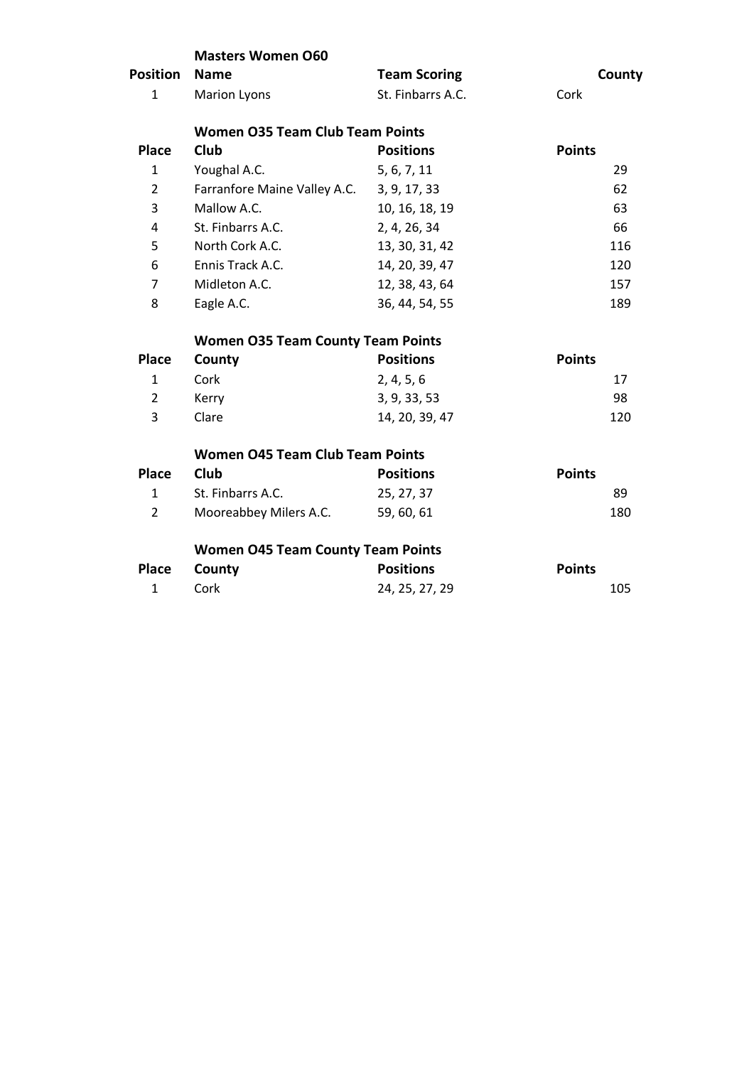### Masters Women O60

| Position | Name | Team Scoring | County |
|---|---|---|---|
| 1 | Marion Lyons | St. Finbarrs A.C. | Cork |

### Women O35 Team Club Team Points

| Place | Club | Positions | Points |
|---|---|---|---|
| 1 | Youghal A.C. | 5, 6, 7, 11 | 29 |
| 2 | Farranfore Maine Valley A.C. | 3, 9, 17, 33 | 62 |
| 3 | Mallow A.C. | 10, 16, 18, 19 | 63 |
| 4 | St. Finbarrs A.C. | 2, 4, 26, 34 | 66 |
| 5 | North Cork A.C. | 13, 30, 31, 42 | 116 |
| 6 | Ennis Track A.C. | 14, 20, 39, 47 | 120 |
| 7 | Midleton A.C. | 12, 38, 43, 64 | 157 |
| 8 | Eagle A.C. | 36, 44, 54, 55 | 189 |

### Women O35 Team County Team Points

| Place | County | Positions | Points |
|---|---|---|---|
| 1 | Cork | 2, 4, 5, 6 | 17 |
| 2 | Kerry | 3, 9, 33, 53 | 98 |
| 3 | Clare | 14, 20, 39, 47 | 120 |

### Women O45 Team Club Team Points

| Place | Club | Positions | Points |
|---|---|---|---|
| 1 | St. Finbarrs A.C. | 25, 27, 37 | 89 |
| 2 | Mooreabbey Milers A.C. | 59, 60, 61 | 180 |

### Women O45 Team County Team Points

| Place | County | Positions | Points |
|---|---|---|---|
| 1 | Cork | 24, 25, 27, 29 | 105 |